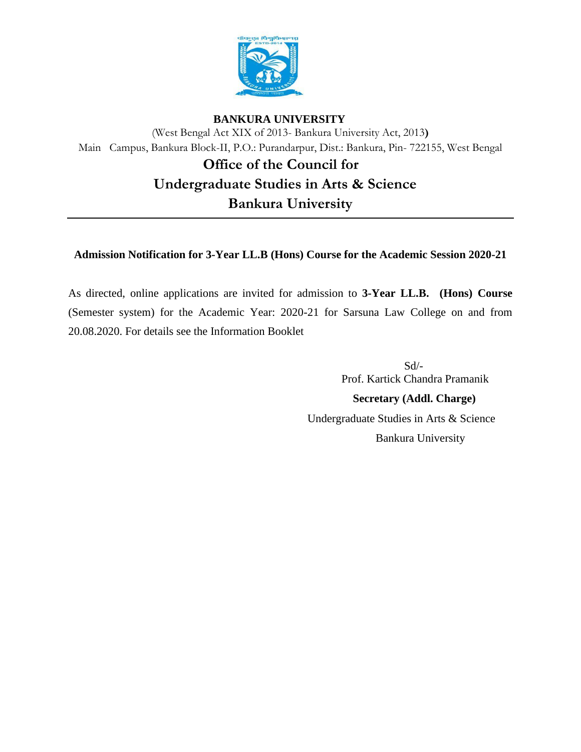**BANKURA UNIVERSITY**

(West Bengal Act XIX of 2013- Bankura University Act, 2013)

Main Campus, Bankura Block-II, P.O.: Purandarpur, Dist.: Bankura, Pin- 722155, West Bengal

# Office of the Council for Undergraduate Studies in Arts & Science Bankura University

---

**Admission Notification for 3-Year LL.B (Hons) Course for the Academic Session 2020-21**

As directed, online applications are invited for admission to **3-Year LL.B. (Hons) Course** (Semester system) for the Academic Year: 2020-21 for Sarsuna Law College on and from 20.08.2020. For details see the Information Booklet

Sd/-

Prof. Kartick Chandra Pramanik

**Secretary (Addl. Charge)**

Undergraduate Studies in Arts & Science

Bankura University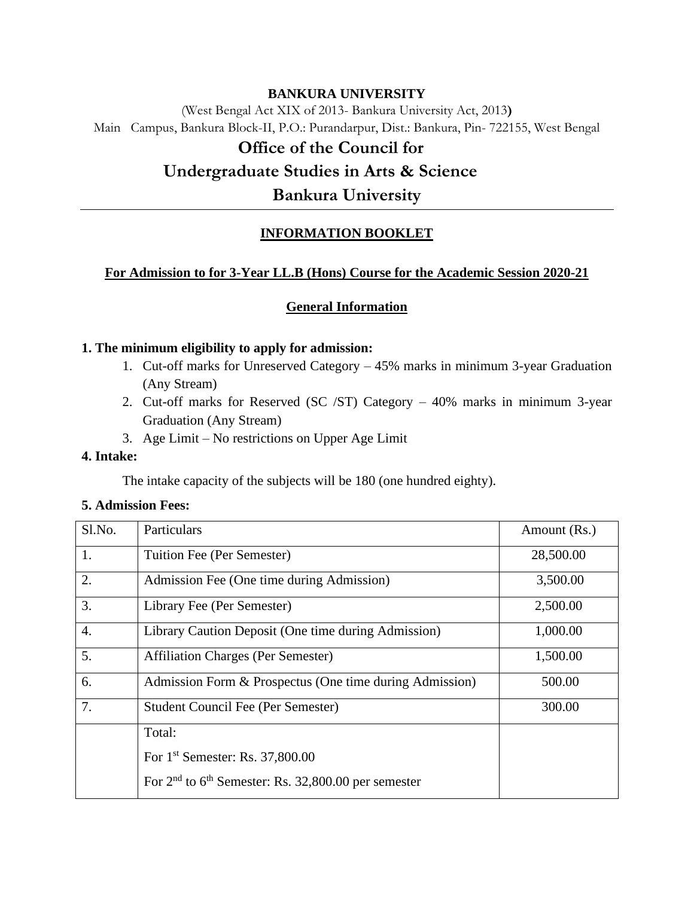**BANKURA UNIVERSITY**

(West Bengal Act XIX of 2013- Bankura University Act, 2013**)**

Main Campus, Bankura Block-II, P.O.: Purandarpur, Dist.: Bankura, Pin- 722155, West Bengal

# Office of the Council for Undergraduate Studies in Arts & Science Bankura University

---

## INFORMATION BOOKLET

**For Admission to for 3-Year LL.B (Hons) Course for the Academic Session 2020-21**

### General Information

**1. The minimum eligibility to apply for admission:**

1. Cut-off marks for Unreserved Category – 45% marks in minimum 3-year Graduation (Any Stream)
2. Cut-off marks for Reserved (SC /ST) Category – 40% marks in minimum 3-year Graduation (Any Stream)
3. Age Limit – No restrictions on Upper Age Limit

**4. Intake:**

The intake capacity of the subjects will be 180 (one hundred eighty).

**5. Admission Fees:**

| Sl.No. | Particulars | Amount (Rs.) |
|---|---|---|
| 1. | Tuition Fee (Per Semester) | 28,500.00 |
| 2. | Admission Fee (One time during Admission) | 3,500.00 |
| 3. | Library Fee (Per Semester) | 2,500.00 |
| 4. | Library Caution Deposit (One time during Admission) | 1,000.00 |
| 5. | Affiliation Charges (Per Semester) | 1,500.00 |
| 6. | Admission Form & Prospectus (One time during Admission) | 500.00 |
| 7. | Student Council Fee (Per Semester) | 300.00 |
| | Total:<br>For 1st Semester: Rs. 37,800.00<br>For 2nd to 6th Semester: Rs. 32,800.00 per semester | |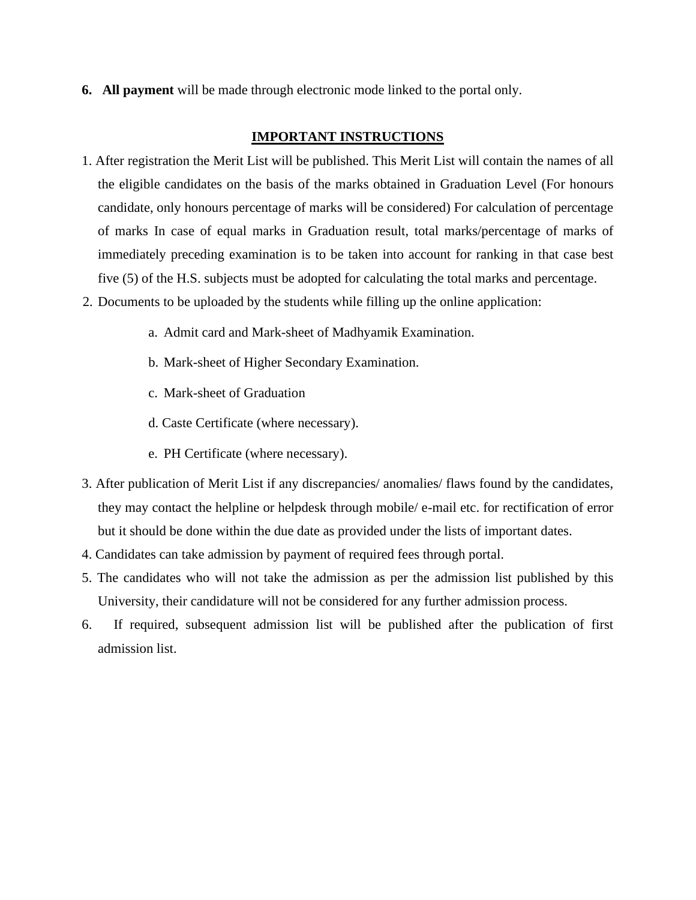6. **All payment** will be made through electronic mode linked to the portal only.

## IMPORTANT INSTRUCTIONS

1. After registration the Merit List will be published. This Merit List will contain the names of all the eligible candidates on the basis of the marks obtained in Graduation Level (For honours candidate, only honours percentage of marks will be considered) For calculation of percentage of marks In case of equal marks in Graduation result, total marks/percentage of marks of immediately preceding examination is to be taken into account for ranking in that case best five (5) of the H.S. subjects must be adopted for calculating the total marks and percentage.
2. Documents to be uploaded by the students while filling up the online application:
   a. Admit card and Mark-sheet of Madhyamik Examination.
   b. Mark-sheet of Higher Secondary Examination.
   c. Mark-sheet of Graduation
   d. Caste Certificate (where necessary).
   e. PH Certificate (where necessary).
3. After publication of Merit List if any discrepancies/ anomalies/ flaws found by the candidates, they may contact the helpline or helpdesk through mobile/ e-mail etc. for rectification of error but it should be done within the due date as provided under the lists of important dates.
4. Candidates can take admission by payment of required fees through portal.
5. The candidates who will not take the admission as per the admission list published by this University, their candidature will not be considered for any further admission process.
6. If required, subsequent admission list will be published after the publication of first admission list.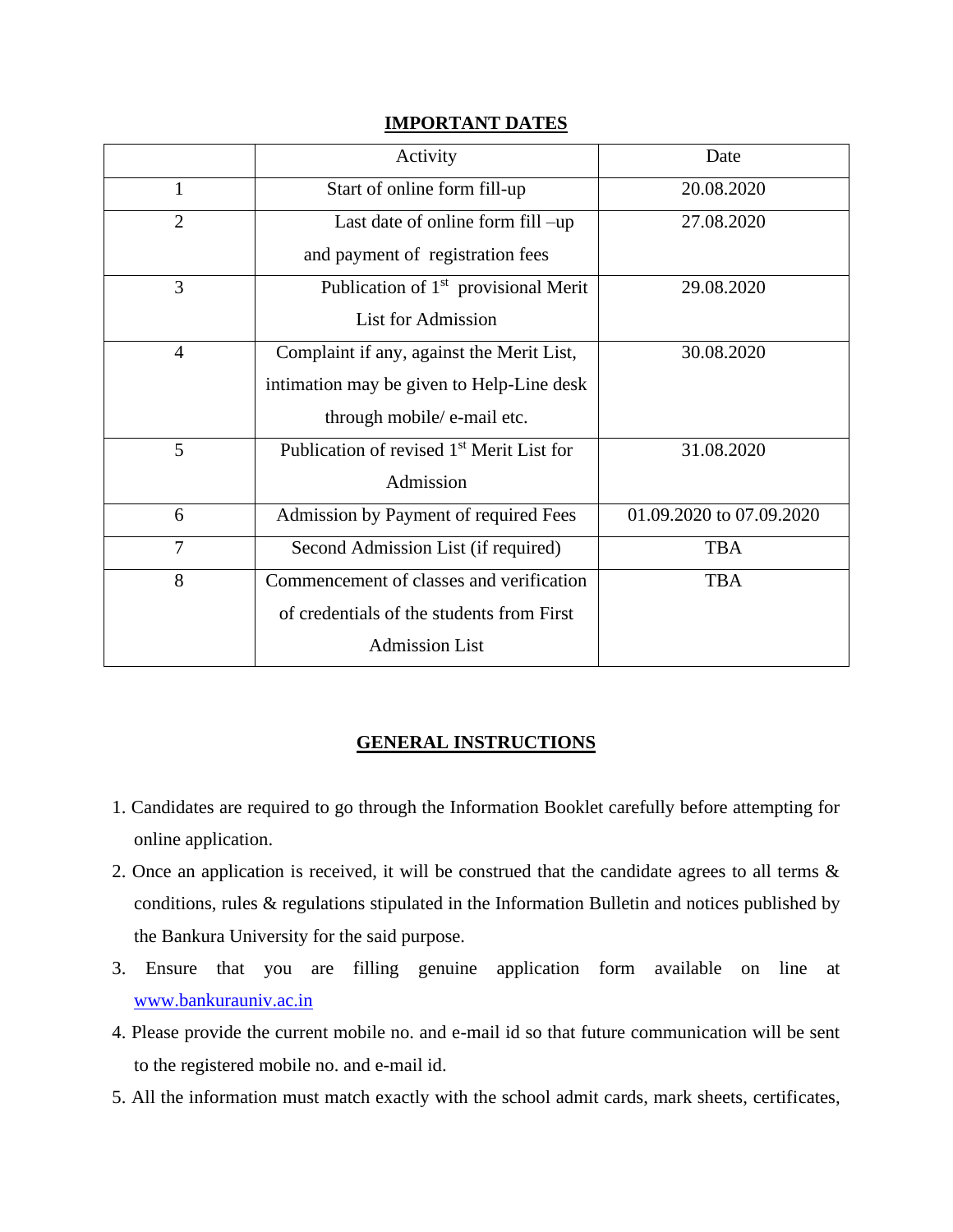## IMPORTANT DATES

| | Activity | Date |
|---|---|---|
| 1 | Start of online form fill-up | 20.08.2020 |
| 2 | Last date of online form fill –up and payment of registration fees | 27.08.2020 |
| 3 | Publication of 1st provisional Merit List for Admission | 29.08.2020 |
| 4 | Complaint if any, against the Merit List, intimation may be given to Help-Line desk through mobile/ e-mail etc. | 30.08.2020 |
| 5 | Publication of revised 1st Merit List for Admission | 31.08.2020 |
| 6 | Admission by Payment of required Fees | 01.09.2020 to 07.09.2020 |
| 7 | Second Admission List (if required) | TBA |
| 8 | Commencement of classes and verification of credentials of the students from First Admission List | TBA |

## GENERAL INSTRUCTIONS

1. Candidates are required to go through the Information Booklet carefully before attempting for online application.
2. Once an application is received, it will be construed that the candidate agrees to all terms & conditions, rules & regulations stipulated in the Information Bulletin and notices published by the Bankura University for the said purpose.
3. Ensure that you are filling genuine application form available on line at www.bankurauniv.ac.in
4. Please provide the current mobile no. and e-mail id so that future communication will be sent to the registered mobile no. and e-mail id.
5. All the information must match exactly with the school admit cards, mark sheets, certificates,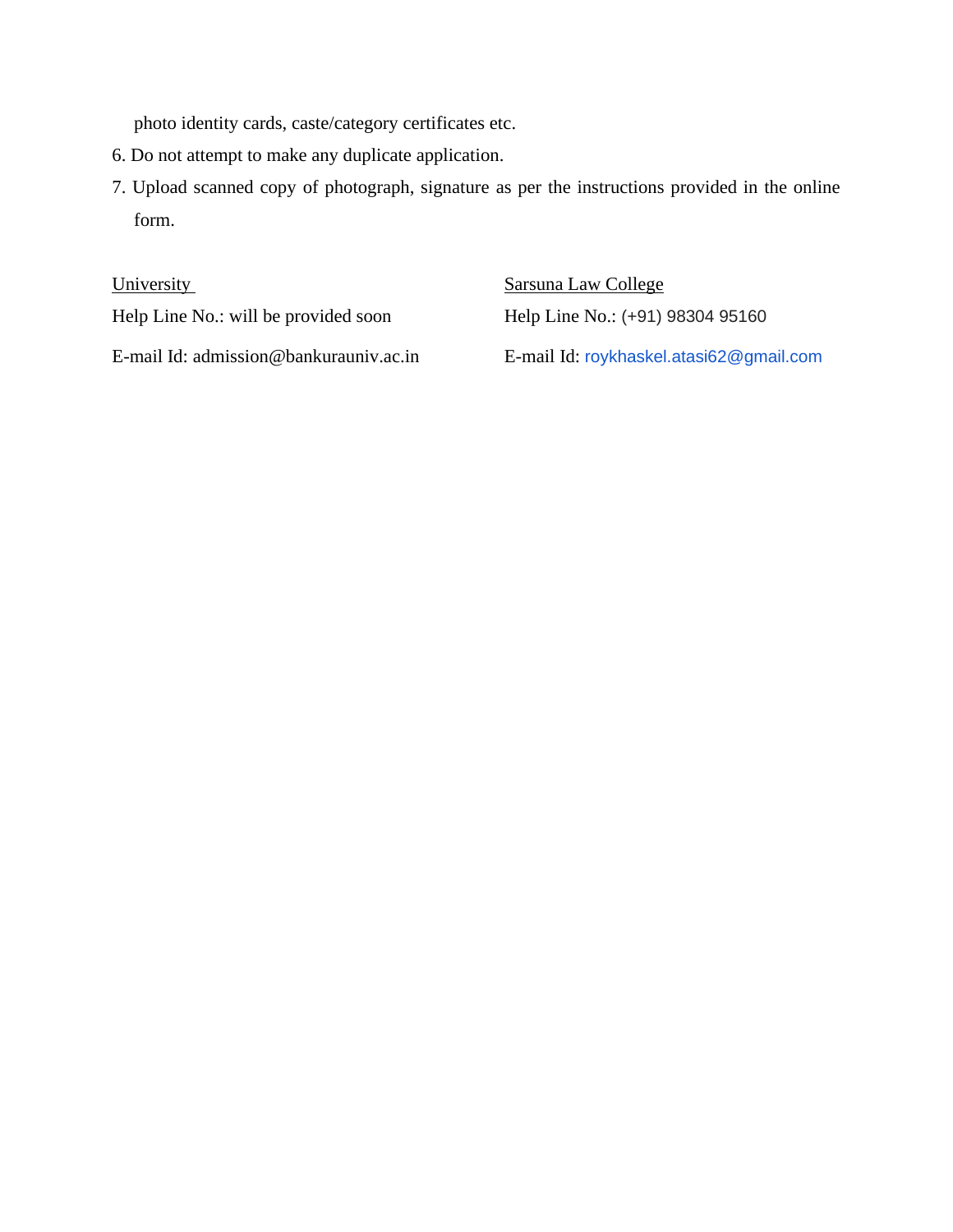photo identity cards, caste/category certificates etc.

6. Do not attempt to make any duplicate application.
7. Upload scanned copy of photograph, signature as per the instructions provided in the online form.

<u>University</u>

Help Line No.: will be provided soon

E-mail Id: admission@bankurauniv.ac.in

<u>Sarsuna Law College</u>

Help Line No.: (+91) 98304 95160

E-mail Id: roykhaskel.atasi62@gmail.com